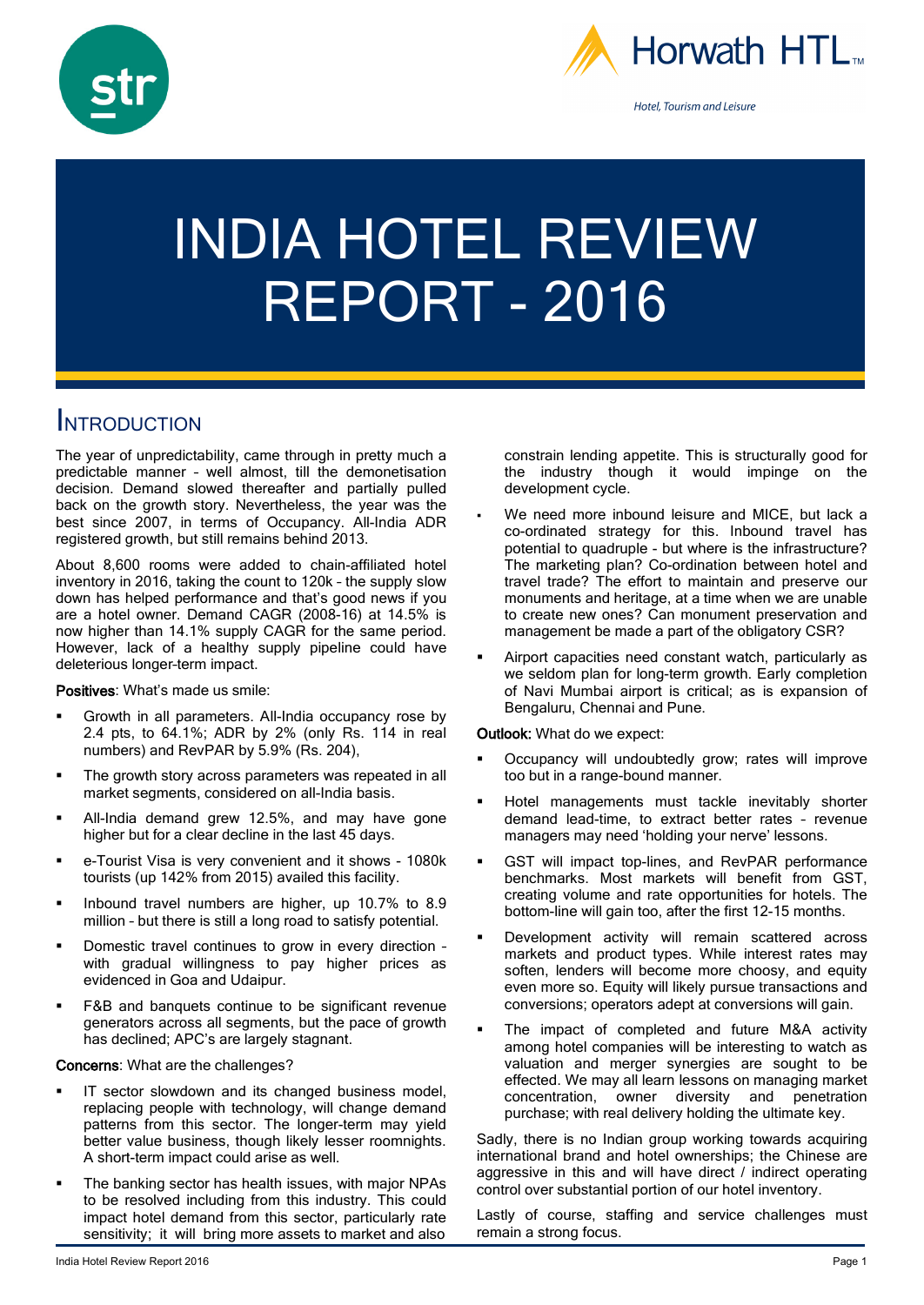# INDIA HOTEL REVIEW REPORT - 2016

## INTRODUCTION

The year of unpredictability, came through in pretty much a predictable manner – well almost, till the demonetisation decision. Demand slowed thereafter and partially pulled back on the growth story. Nevertheless, the year was the best since 2007, in terms of Occupancy. All-India ADR registered growth, but still remains behind 2013.

About 8,600 rooms were added to chain-affiliated hotel inventory in 2016, taking the count to 120k – the supply slow down has helped performance and that's good news if you are a hotel owner. Demand CAGR (2008-16) at 14.5% is now higher than 14.1% supply CAGR for the same period. However, lack of a healthy supply pipeline could have deleterious longer-term impact.

**Positives**: What's made us smile:

- Growth in all parameters. All-India occupancy rose by 2.4 pts, to 64.1%; ADR by 2% (only Rs. 114 in real numbers) and RevPAR by 5.9% (Rs. 204),
- The growth story across parameters was repeated in all market segments, considered on all-India basis.
- All-India demand grew 12.5%, and may have gone higher but for a clear decline in the last 45 days.
- e-Tourist Visa is very convenient and it shows - 1080k tourists (up 142% from 2015) availed this facility.
- Inbound travel numbers are higher, up 10.7% to 8.9 million – but there is still a long road to satisfy potential.
- Domestic travel continues to grow in every direction – with gradual willingness to pay higher prices as evidenced in Goa and Udaipur.
- F&B and banquets continue to be significant revenue generators across all segments, but the pace of growth has declined; APC's are largely stagnant.

**Concerns**: What are the challenges?

- IT sector slowdown and its changed business model, replacing people with technology, will change demand patterns from this sector. The longer-term may yield better value business, though likely lesser roomnights. A short-term impact could arise as well.
- The banking sector has health issues, with major NPAs to be resolved including from this industry. This could impact hotel demand from this sector, particularly rate sensitivity; it will bring more assets to market and also constrain lending appetite. This is structurally good for the industry though it would impinge on the development cycle.
- We need more inbound leisure and MICE, but lack a co-ordinated strategy for this. Inbound travel has potential to quadruple - but where is the infrastructure? The marketing plan? Co-ordination between hotel and travel trade? The effort to maintain and preserve our monuments and heritage, at a time when we are unable to create new ones? Can monument preservation and management be made a part of the obligatory CSR?
- Airport capacities need constant watch, particularly as we seldom plan for long-term growth. Early completion of Navi Mumbai airport is critical; as is expansion of Bengaluru, Chennai and Pune.

**Outlook:** What do we expect:

- Occupancy will undoubtedly grow; rates will improve too but in a range-bound manner.
- Hotel managements must tackle inevitably shorter demand lead-time, to extract better rates – revenue managers may need 'holding your nerve' lessons.
- GST will impact top-lines, and RevPAR performance benchmarks. Most markets will benefit from GST, creating volume and rate opportunities for hotels. The bottom-line will gain too, after the first 12-15 months.
- Development activity will remain scattered across markets and product types. While interest rates may soften, lenders will become more choosy, and equity even more so. Equity will likely pursue transactions and conversions; operators adept at conversions will gain.
- The impact of completed and future M&A activity among hotel companies will be interesting to watch as valuation and merger synergies are sought to be effected. We may all learn lessons on managing market concentration, owner diversity and penetration purchase; with real delivery holding the ultimate key.

Sadly, there is no Indian group working towards acquiring international brand and hotel ownerships; the Chinese are aggressive in this and will have direct / indirect operating control over substantial portion of our hotel inventory.

Lastly of course, staffing and service challenges must remain a strong focus.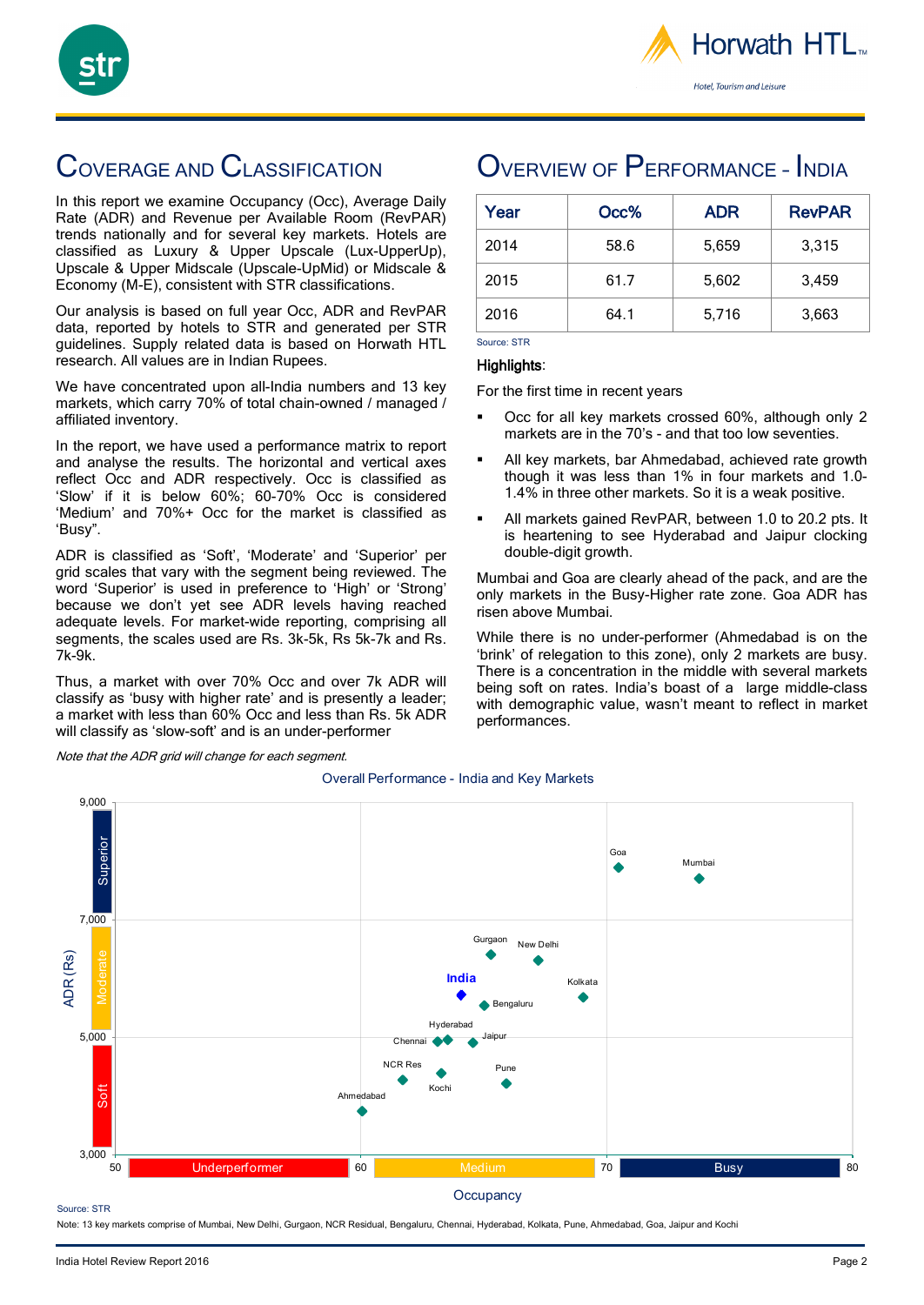## Coverage and Classification

In this report we examine Occupancy (Occ), Average Daily Rate (ADR) and Revenue per Available Room (RevPAR) trends nationally and for several key markets. Hotels are classified as Luxury & Upper Upscale (Lux-UpperUp), Upscale & Upper Midscale (Upscale-UpMid) or Midscale & Economy (M-E), consistent with STR classifications.

Our analysis is based on full year Occ, ADR and RevPAR data, reported by hotels to STR and generated per STR guidelines. Supply related data is based on Horwath HTL research. All values are in Indian Rupees.

We have concentrated upon all-India numbers and 13 key markets, which carry 70% of total chain-owned / managed / affiliated inventory.

In the report, we have used a performance matrix to report and analyse the results. The horizontal and vertical axes reflect Occ and ADR respectively. Occ is classified as 'Slow' if it is below 60%; 60-70% Occ is considered 'Medium' and 70%+ Occ for the market is classified as 'Busy".

ADR is classified as 'Soft', 'Moderate' and 'Superior' per grid scales that vary with the segment being reviewed. The word 'Superior' is used in preference to 'High' or 'Strong' because we don't yet see ADR levels having reached adequate levels. For market-wide reporting, comprising all segments, the scales used are Rs. 3k-5k, Rs 5k-7k and Rs. 7k-9k.

Thus, a market with over 70% Occ and over 7k ADR will classify as 'busy with higher rate' and is presently a leader; a market with less than 60% Occ and less than Rs. 5k ADR will classify as 'slow-soft' and is an under-performer

*Note that the ADR grid will change for each segment.*

## Overview of Performance - India

| Year | Occ% | ADR | RevPAR |
|---|---|---|---|
| 2014 | 58.6 | 5,659 | 3,315 |
| 2015 | 61.7 | 5,602 | 3,459 |
| 2016 | 64.1 | 5,716 | 3,663 |

Source: STR

**Highlights**:

For the first time in recent years

- Occ for all key markets crossed 60%, although only 2 markets are in the 70's - and that too low seventies.
- All key markets, bar Ahmedabad, achieved rate growth though it was less than 1% in four markets and 1.0-1.4% in three other markets. So it is a weak positive.
- All markets gained RevPAR, between 1.0 to 20.2 pts. It is heartening to see Hyderabad and Jaipur clocking double-digit growth.

Mumbai and Goa are clearly ahead of the pack, and are the only markets in the Busy-Higher rate zone. Goa ADR has risen above Mumbai.

While there is no under-performer (Ahmedabad is on the 'brink' of relegation to this zone), only 2 markets are busy. There is a concentration in the middle with several markets being soft on rates. India's boast of a large middle-class with demographic value, wasn't meant to reflect in market performances.

Overall Performance - India and Key Markets

Source: STR

Note: 13 key markets comprise of Mumbai, New Delhi, Gurgaon, NCR Residual, Bengaluru, Chennai, Hyderabad, Kolkata, Pune, Ahmedabad, Goa, Jaipur and Kochi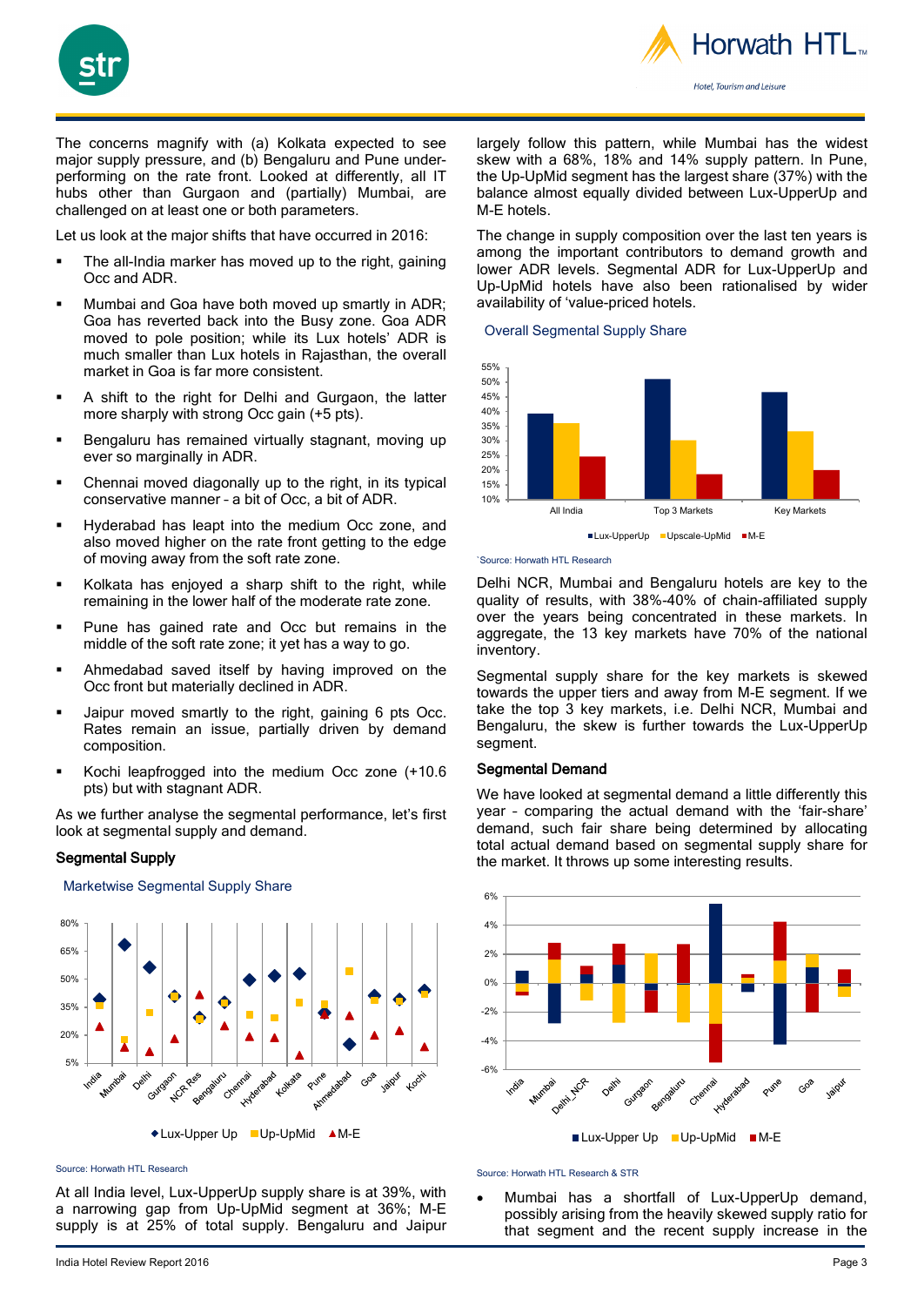The concerns magnify with (a) Kolkata expected to see major supply pressure, and (b) Bengaluru and Pune under-performing on the rate front. Looked at differently, all IT hubs other than Gurgaon and (partially) Mumbai, are challenged on at least one or both parameters.

Let us look at the major shifts that have occurred in 2016:

- The all-India marker has moved up to the right, gaining Occ and ADR.
- Mumbai and Goa have both moved up smartly in ADR; Goa has reverted back into the Busy zone. Goa ADR moved to pole position; while its Lux hotels' ADR is much smaller than Lux hotels in Rajasthan, the overall market in Goa is far more consistent.
- A shift to the right for Delhi and Gurgaon, the latter more sharply with strong Occ gain (+5 pts).
- Bengaluru has remained virtually stagnant, moving up ever so marginally in ADR.
- Chennai moved diagonally up to the right, in its typical conservative manner – a bit of Occ, a bit of ADR.
- Hyderabad has leapt into the medium Occ zone, and also moved higher on the rate front getting to the edge of moving away from the soft rate zone.
- Kolkata has enjoyed a sharp shift to the right, while remaining in the lower half of the moderate rate zone.
- Pune has gained rate and Occ but remains in the middle of the soft rate zone; it yet has a way to go.
- Ahmedabad saved itself by having improved on the Occ front but materially declined in ADR.
- Jaipur moved smartly to the right, gaining 6 pts Occ. Rates remain an issue, partially driven by demand composition.
- Kochi leapfrogged into the medium Occ zone (+10.6 pts) but with stagnant ADR.

As we further analyse the segmental performance, let's first look at segmental supply and demand.

## Segmental Supply

Marketwise Segmental Supply Share

Source: Horwath HTL Research

At all India level, Lux-UpperUp supply share is at 39%, with a narrowing gap from Up-UpMid segment at 36%; M-E supply is at 25% of total supply. Bengaluru and Jaipur largely follow this pattern, while Mumbai has the widest skew with a 68%, 18% and 14% supply pattern. In Pune, the Up-UpMid segment has the largest share (37%) with the balance almost equally divided between Lux-UpperUp and M-E hotels.

The change in supply composition over the last ten years is among the important contributors to demand growth and lower ADR levels. Segmental ADR for Lux-UpperUp and Up-UpMid hotels have also been rationalised by wider availability of 'value-priced hotels.

Overall Segmental Supply Share

`Source: Horwath HTL Research

Delhi NCR, Mumbai and Bengaluru hotels are key to the quality of results, with 38%-40% of chain-affiliated supply over the years being concentrated in these markets. In aggregate, the 13 key markets have 70% of the national inventory.

Segmental supply share for the key markets is skewed towards the upper tiers and away from M-E segment. If we take the top 3 key markets, i.e. Delhi NCR, Mumbai and Bengaluru, the skew is further towards the Lux-UpperUp segment.

## Segmental Demand

We have looked at segmental demand a little differently this year – comparing the actual demand with the 'fair-share' demand, such fair share being determined by allocating total actual demand based on segmental supply share for the market. It throws up some interesting results.

Source: Horwath HTL Research & STR

- Mumbai has a shortfall of Lux-UpperUp demand, possibly arising from the heavily skewed supply ratio for that segment and the recent supply increase in the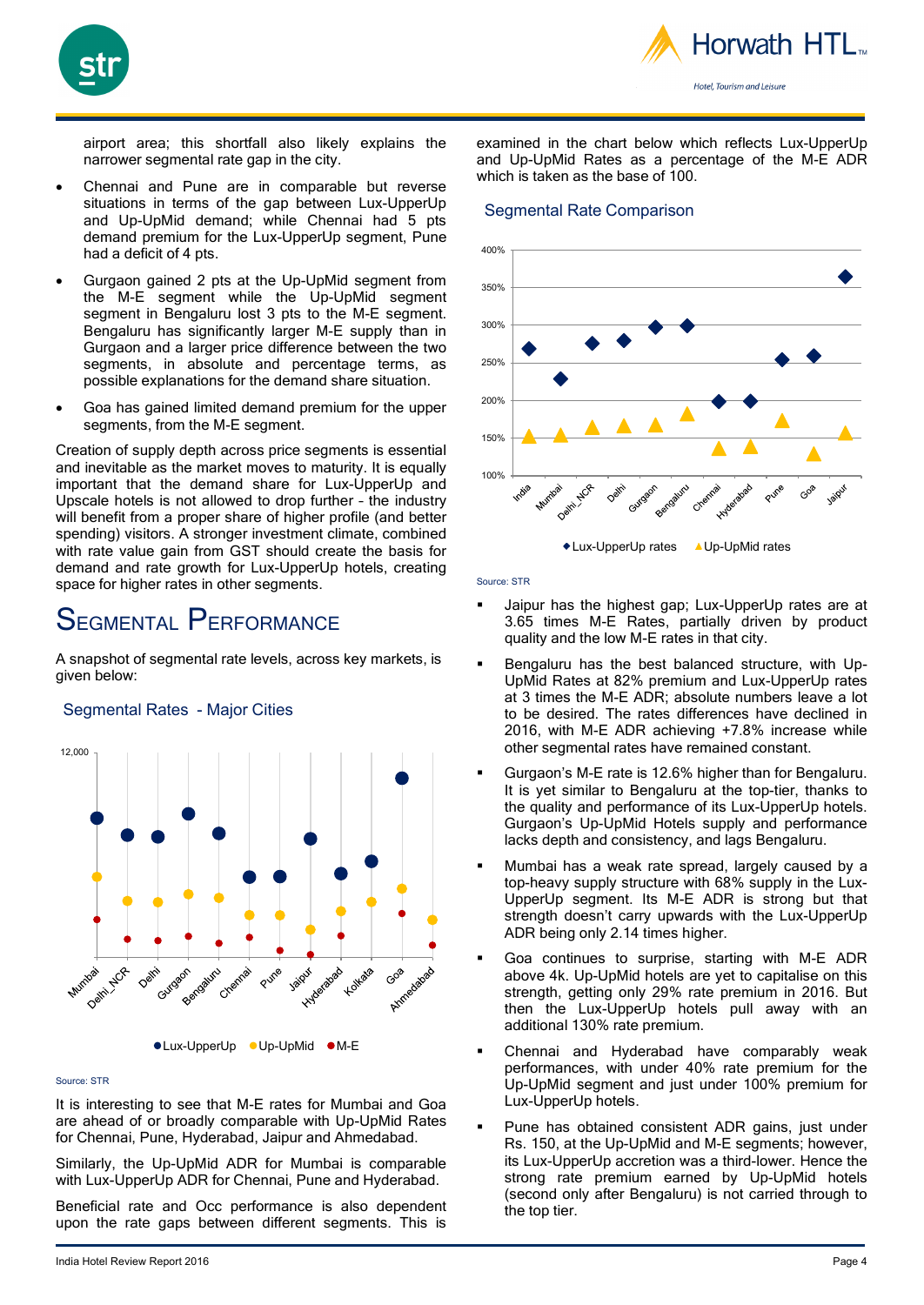airport area; this shortfall also likely explains the narrower segmental rate gap in the city.

- Chennai and Pune are in comparable but reverse situations in terms of the gap between Lux-UpperUp and Up-UpMid demand; while Chennai had 5 pts demand premium for the Lux-UpperUp segment, Pune had a deficit of 4 pts.
- Gurgaon gained 2 pts at the Up-UpMid segment from the M-E segment while the Up-UpMid segment segment in Bengaluru lost 3 pts to the M-E segment. Bengaluru has significantly larger M-E supply than in Gurgaon and a larger price difference between the two segments, in absolute and percentage terms, as possible explanations for the demand share situation.
- Goa has gained limited demand premium for the upper segments, from the M-E segment.

Creation of supply depth across price segments is essential and inevitable as the market moves to maturity. It is equally important that the demand share for Lux-UpperUp and Upscale hotels is not allowed to drop further - the industry will benefit from a proper share of higher profile (and better spending) visitors. A stronger investment climate, combined with rate value gain from GST should create the basis for demand and rate growth for Lux-UpperUp hotels, creating space for higher rates in other segments.

# Segmental Performance

A snapshot of segmental rate levels, across key markets, is given below:

### Segmental Rates - Major Cities

Source: STR

It is interesting to see that M-E rates for Mumbai and Goa are ahead of or broadly comparable with Up-UpMid Rates for Chennai, Pune, Hyderabad, Jaipur and Ahmedabad.

Similarly, the Up-UpMid ADR for Mumbai is comparable with Lux-UpperUp ADR for Chennai, Pune and Hyderabad.

Beneficial rate and Occ performance is also dependent upon the rate gaps between different segments. This is examined in the chart below which reflects Lux-UpperUp and Up-UpMid Rates as a percentage of the M-E ADR which is taken as the base of 100.

### Segmental Rate Comparison

Source: STR

- Jaipur has the highest gap; Lux-UpperUp rates are at 3.65 times M-E Rates, partially driven by product quality and the low M-E rates in that city.
- Bengaluru has the best balanced structure, with Up-UpMid Rates at 82% premium and Lux-UpperUp rates at 3 times the M-E ADR; absolute numbers leave a lot to be desired. The rates differences have declined in 2016, with M-E ADR achieving +7.8% increase while other segmental rates have remained constant.
- Gurgaon's M-E rate is 12.6% higher than for Bengaluru. It is yet similar to Bengaluru at the top-tier, thanks to the quality and performance of its Lux-UpperUp hotels. Gurgaon's Up-UpMid Hotels supply and performance lacks depth and consistency, and lags Bengaluru.
- Mumbai has a weak rate spread, largely caused by a top-heavy supply structure with 68% supply in the Lux-UpperUp segment. Its M-E ADR is strong but that strength doesn't carry upwards with the Lux-UpperUp ADR being only 2.14 times higher.
- Goa continues to surprise, starting with M-E ADR above 4k. Up-UpMid hotels are yet to capitalise on this strength, getting only 29% rate premium in 2016. But then the Lux-UpperUp hotels pull away with an additional 130% rate premium.
- Chennai and Hyderabad have comparably weak performances, with under 40% rate premium for the Up-UpMid segment and just under 100% premium for Lux-UpperUp hotels.
- Pune has obtained consistent ADR gains, just under Rs. 150, at the Up-UpMid and M-E segments; however, its Lux-UpperUp accretion was a third-lower. Hence the strong rate premium earned by Up-UpMid hotels (second only after Bengaluru) is not carried through to the top tier.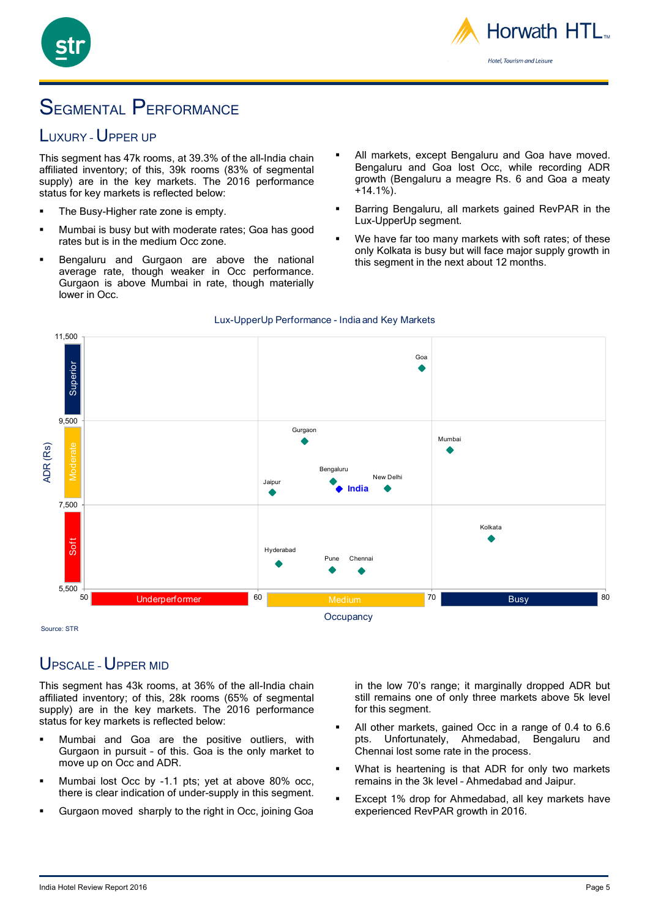# Segmental Performance

## Luxury - Upper Up

This segment has 47k rooms, at 39.3% of the all-India chain affiliated inventory; of this, 39k rooms (83% of segmental supply) are in the key markets. The 2016 performance status for key markets is reflected below:

- The Busy-Higher rate zone is empty.
- Mumbai is busy but with moderate rates; Goa has good rates but is in the medium Occ zone.
- Bengaluru and Gurgaon are above the national average rate, though weaker in Occ performance. Gurgaon is above Mumbai in rate, though materially lower in Occ.
- All markets, except Bengaluru and Goa have moved. Bengaluru and Goa lost Occ, while recording ADR growth (Bengaluru a meagre Rs. 6 and Goa a meaty +14.1%).
- Barring Bengaluru, all markets gained RevPAR in the Lux-UpperUp segment.
- We have far too many markets with soft rates; of these only Kolkata is busy but will face major supply growth in this segment in the next about 12 months.

Lux-UpperUp Performance - India and Key Markets

Source: STR

## Upscale - Upper Mid

This segment has 43k rooms, at 36% of the all-India chain affiliated inventory; of this, 28k rooms (65% of segmental supply) are in the key markets. The 2016 performance status for key markets is reflected below:

- Mumbai and Goa are the positive outliers, with Gurgaon in pursuit - of this. Goa is the only market to move up on Occ and ADR.
- Mumbai lost Occ by -1.1 pts; yet at above 80% occ, there is clear indication of under-supply in this segment.
- Gurgaon moved sharply to the right in Occ, joining Goa in the low 70's range; it marginally dropped ADR but still remains one of only three markets above 5k level for this segment.
- All other markets, gained Occ in a range of 0.4 to 6.6 pts. Unfortunately, Ahmedabad, Bengaluru and Chennai lost some rate in the process.
- What is heartening is that ADR for only two markets remains in the 3k level - Ahmedabad and Jaipur.
- Except 1% drop for Ahmedabad, all key markets have experienced RevPAR growth in 2016.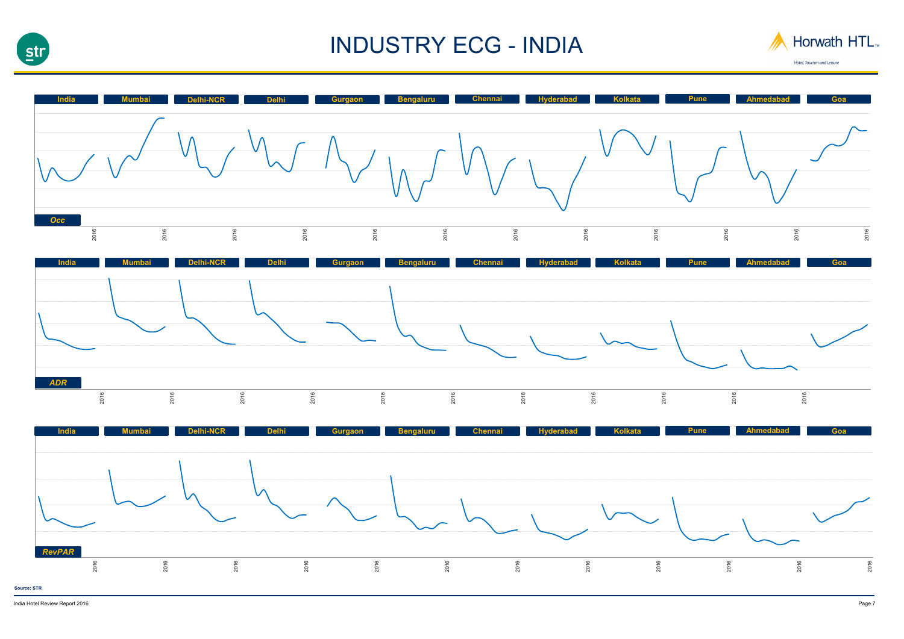# INDUSTRY ECG - INDIA

Horwath HTL — Hotel, Tourism and Leisure

**Occ**

India | Mumbai | Delhi-NCR | Delhi | Gurgaon | Bengaluru | Chennai | Hyderabad | Kolkata | Pune | Ahmedabad | Goa

2016 2016 2016 2016 2016 2016 2016 2016 2016 2016 2016 2016

**ADR**

India | Mumbai | Delhi-NCR | Delhi | Gurgaon | Bengaluru | Chennai | Hyderabad | Kolkata | Pune | Ahmedabad | Goa

2016 2016 2016 2016 2016 2016 2016 2016 2016 2016 2016

**RevPAR**

India | Mumbai | Delhi-NCR | Delhi | Gurgaon | Bengaluru | Chennai | Hyderabad | Kolkata | Pune | Ahmedabad | Goa

2016 2016 2016 2016 2016 2016 2016 2016 2016 2016 2016 2016

Source: STR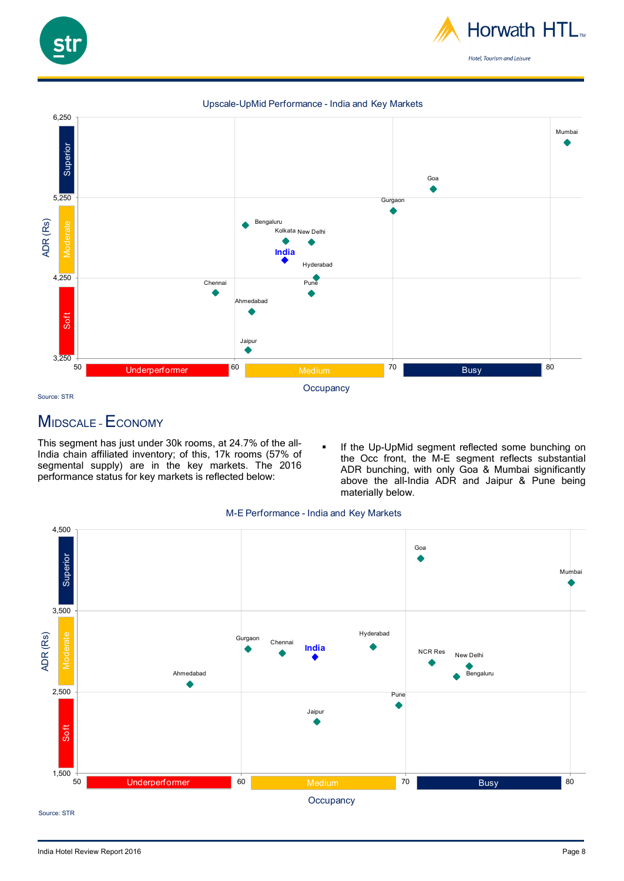Upscale-UpMid Performance - India and Key Markets

Source: STR

## Midscale - Economy

This segment has just under 30k rooms, at 24.7% of the all-India chain affiliated inventory; of this, 17k rooms (57% of segmental supply) are in the key markets. The 2016 performance status for key markets is reflected below:

- If the Up-UpMid segment reflected some bunching on the Occ front, the M-E segment reflects substantial ADR bunching, with only Goa & Mumbai significantly above the all-India ADR and Jaipur & Pune being materially below.

M-E Performance - India and Key Markets

Source: STR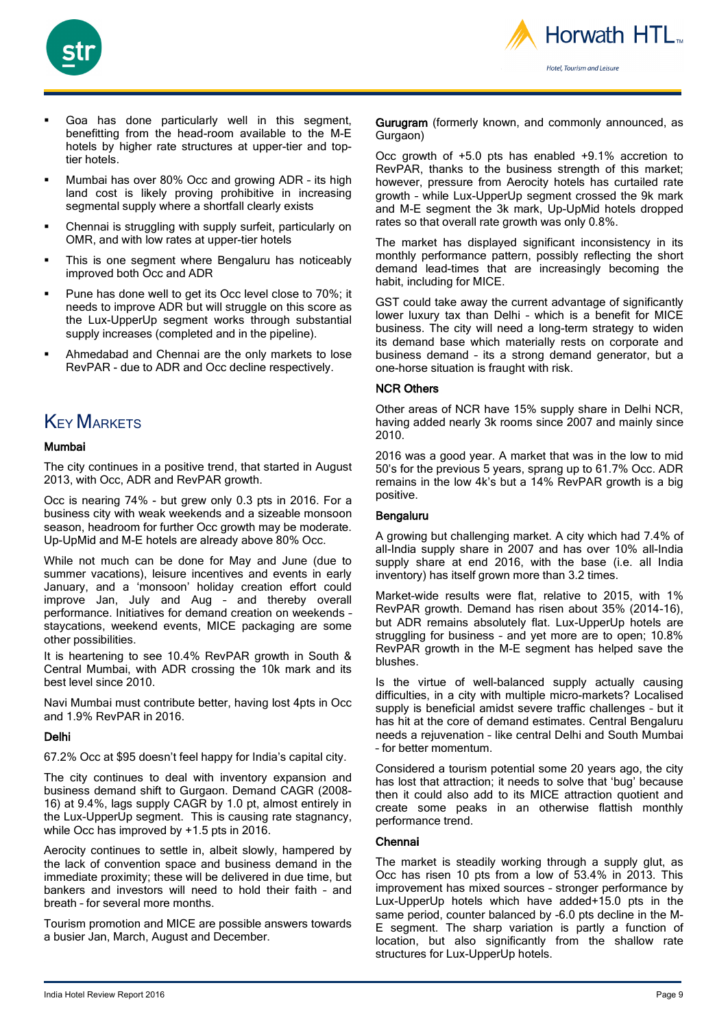- Goa has done particularly well in this segment, benefitting from the head-room available to the M-E hotels by higher rate structures at upper-tier and top-tier hotels.
- Mumbai has over 80% Occ and growing ADR – its high land cost is likely proving prohibitive in increasing segmental supply where a shortfall clearly exists
- Chennai is struggling with supply surfeit, particularly on OMR, and with low rates at upper-tier hotels
- This is one segment where Bengaluru has noticeably improved both Occ and ADR
- Pune has done well to get its Occ level close to 70%; it needs to improve ADR but will struggle on this score as the Lux-UpperUp segment works through substantial supply increases (completed and in the pipeline).
- Ahmedabad and Chennai are the only markets to lose RevPAR - due to ADR and Occ decline respectively.

## Key Markets

### Mumbai

The city continues in a positive trend, that started in August 2013, with Occ, ADR and RevPAR growth.

Occ is nearing 74% - but grew only 0.3 pts in 2016. For a business city with weak weekends and a sizeable monsoon season, headroom for further Occ growth may be moderate. Up-UpMid and M-E hotels are already above 80% Occ.

While not much can be done for May and June (due to summer vacations), leisure incentives and events in early January, and a 'monsoon' holiday creation effort could improve Jan, July and Aug – and thereby overall performance. Initiatives for demand creation on weekends – staycations, weekend events, MICE packaging are some other possibilities.

It is heartening to see 10.4% RevPAR growth in South & Central Mumbai, with ADR crossing the 10k mark and its best level since 2010.

Navi Mumbai must contribute better, having lost 4pts in Occ and 1.9% RevPAR in 2016.

### Delhi

67.2% Occ at $95 doesn't feel happy for India's capital city.

The city continues to deal with inventory expansion and business demand shift to Gurgaon. Demand CAGR (2008-16) at 9.4%, lags supply CAGR by 1.0 pt, almost entirely in the Lux-UpperUp segment. This is causing rate stagnancy, while Occ has improved by +1.5 pts in 2016.

Aerocity continues to settle in, albeit slowly, hampered by the lack of convention space and business demand in the immediate proximity; these will be delivered in due time, but bankers and investors will need to hold their faith – and breath – for several more months.

Tourism promotion and MICE are possible answers towards a busier Jan, March, August and December.

### Gurugram (formerly known, and commonly announced, as Gurgaon)

Occ growth of +5.0 pts has enabled +9.1% accretion to RevPAR, thanks to the business strength of this market; however, pressure from Aerocity hotels has curtailed rate growth – while Lux-UpperUp segment crossed the 9k mark and M-E segment the 3k mark, Up-UpMid hotels dropped rates so that overall rate growth was only 0.8%.

The market has displayed significant inconsistency in its monthly performance pattern, possibly reflecting the short demand lead-times that are increasingly becoming the habit, including for MICE.

GST could take away the current advantage of significantly lower luxury tax than Delhi – which is a benefit for MICE business. The city will need a long-term strategy to widen its demand base which materially rests on corporate and business demand – its a strong demand generator, but a one-horse situation is fraught with risk.

### NCR Others

Other areas of NCR have 15% supply share in Delhi NCR, having added nearly 3k rooms since 2007 and mainly since 2010.

2016 was a good year. A market that was in the low to mid 50's for the previous 5 years, sprang up to 61.7% Occ. ADR remains in the low 4k's but a 14% RevPAR growth is a big positive.

### Bengaluru

A growing but challenging market. A city which had 7.4% of all-India supply share in 2007 and has over 10% all-India supply share at end 2016, with the base (i.e. all India inventory) has itself grown more than 3.2 times.

Market-wide results were flat, relative to 2015, with 1% RevPAR growth. Demand has risen about 35% (2014-16), but ADR remains absolutely flat. Lux-UpperUp hotels are struggling for business – and yet more are to open; 10.8% RevPAR growth in the M-E segment has helped save the blushes.

Is the virtue of well-balanced supply actually causing difficulties, in a city with multiple micro-markets? Localised supply is beneficial amidst severe traffic challenges – but it has hit at the core of demand estimates. Central Bengaluru needs a rejuvenation – like central Delhi and South Mumbai – for better momentum.

Considered a tourism potential some 20 years ago, the city has lost that attraction; it needs to solve that 'bug' because then it could also add to its MICE attraction quotient and create some peaks in an otherwise flattish monthly performance trend.

### Chennai

The market is steadily working through a supply glut, as Occ has risen 10 pts from a low of 53.4% in 2013. This improvement has mixed sources – stronger performance by Lux-UpperUp hotels which have added+15.0 pts in the same period, counter balanced by -6.0 pts decline in the M-E segment. The sharp variation is partly a function of location, but also significantly from the shallow rate structures for Lux-UpperUp hotels.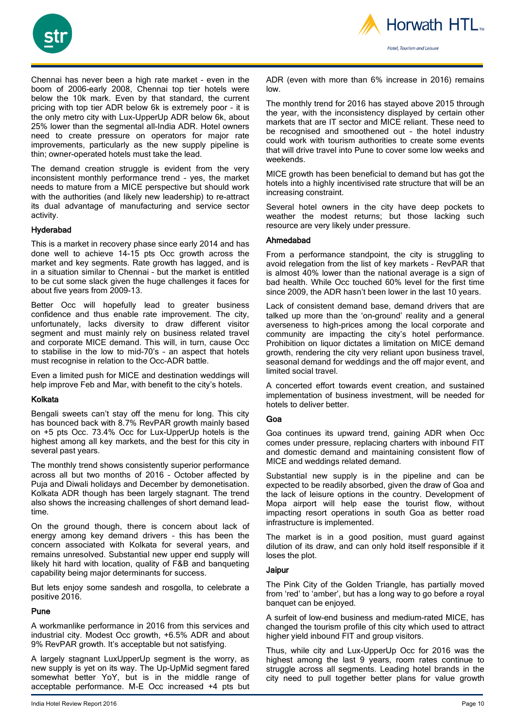Chennai has never been a high rate market – even in the boom of 2006-early 2008, Chennai top tier hotels were below the 10k mark. Even by that standard, the current pricing with top tier ADR below 6k is extremely poor – it is the only metro city with Lux-UpperUp ADR below 6k, about 25% lower than the segmental all-India ADR. Hotel owners need to create pressure on operators for major rate improvements, particularly as the new supply pipeline is thin; owner-operated hotels must take the lead.

The demand creation struggle is evident from the very inconsistent monthly performance trend – yes, the market needs to mature from a MICE perspective but should work with the authorities (and likely new leadership) to re-attract its dual advantage of manufacturing and service sector activity.

### Hyderabad

This is a market in recovery phase since early 2014 and has done well to achieve 14-15 pts Occ growth across the market and key segments. Rate growth has lagged, and is in a situation similar to Chennai – but the market is entitled to be cut some slack given the huge challenges it faces for about five years from 2009-13.

Better Occ will hopefully lead to greater business confidence and thus enable rate improvement. The city, unfortunately, lacks diversity to draw different visitor segment and must mainly rely on business related travel and corporate MICE demand. This will, in turn, cause Occ to stabilise in the low to mid-70's – an aspect that hotels must recognise in relation to the Occ-ADR battle.

Even a limited push for MICE and destination weddings will help improve Feb and Mar, with benefit to the city's hotels.

### Kolkata

Bengali sweets can't stay off the menu for long. This city has bounced back with 8.7% RevPAR growth mainly based on +5 pts Occ. 73.4% Occ for Lux-UpperUp hotels is the highest among all key markets, and the best for this city in several past years.

The monthly trend shows consistently superior performance across all but two months of 2016 – October affected by Puja and Diwali holidays and December by demonetisation. Kolkata ADR though has been largely stagnant. The trend also shows the increasing challenges of short demand lead-time.

On the ground though, there is concern about lack of energy among key demand drivers – this has been the concern associated with Kolkata for several years, and remains unresolved. Substantial new upper end supply will likely hit hard with location, quality of F&B and banqueting capability being major determinants for success.

But lets enjoy some sandesh and rosgolla, to celebrate a positive 2016.

### Pune

A workmanlike performance in 2016 from this services and industrial city. Modest Occ growth, +6.5% ADR and about 9% RevPAR growth. It's acceptable but not satisfying.

A largely stagnant LuxUpperUp segment is the worry, as new supply is yet on its way. The Up-UpMid segment fared somewhat better YoY, but is in the middle range of acceptable performance. M-E Occ increased +4 pts but ADR (even with more than 6% increase in 2016) remains low.

The monthly trend for 2016 has stayed above 2015 through the year, with the inconsistency displayed by certain other markets that are IT sector and MICE reliant. These need to be recognised and smoothened out – the hotel industry could work with tourism authorities to create some events that will drive travel into Pune to cover some low weeks and weekends.

MICE growth has been beneficial to demand but has got the hotels into a highly incentivised rate structure that will be an increasing constraint.

Several hotel owners in the city have deep pockets to weather the modest returns; but those lacking such resource are very likely under pressure.

### Ahmedabad

From a performance standpoint, the city is struggling to avoid relegation from the list of key markets – RevPAR that is almost 40% lower than the national average is a sign of bad health. While Occ touched 60% level for the first time since 2009, the ADR hasn't been lower in the last 10 years.

Lack of consistent demand base, demand drivers that are talked up more than the 'on-ground' reality and a general averseness to high-prices among the local corporate and community are impacting the city's hotel performance. Prohibition on liquor dictates a limitation on MICE demand growth, rendering the city very reliant upon business travel, seasonal demand for weddings and the off major event, and limited social travel.

A concerted effort towards event creation, and sustained implementation of business investment, will be needed for hotels to deliver better.

### Goa

Goa continues its upward trend, gaining ADR when Occ comes under pressure, replacing charters with inbound FIT and domestic demand and maintaining consistent flow of MICE and weddings related demand.

Substantial new supply is in the pipeline and can be expected to be readily absorbed, given the draw of Goa and the lack of leisure options in the country. Development of Mopa airport will help ease the tourist flow, without impacting resort operations in south Goa as better road infrastructure is implemented.

The market is in a good position, must guard against dilution of its draw, and can only hold itself responsible if it loses the plot.

### Jaipur

The Pink City of the Golden Triangle, has partially moved from 'red' to 'amber', but has a long way to go before a royal banquet can be enjoyed.

A surfeit of low-end business and medium-rated MICE, has changed the tourism profile of this city which used to attract higher yield inbound FIT and group visitors.

Thus, while city and Lux-UpperUp Occ for 2016 was the highest among the last 9 years, room rates continue to struggle across all segments. Leading hotel brands in the city need to pull together better plans for value growth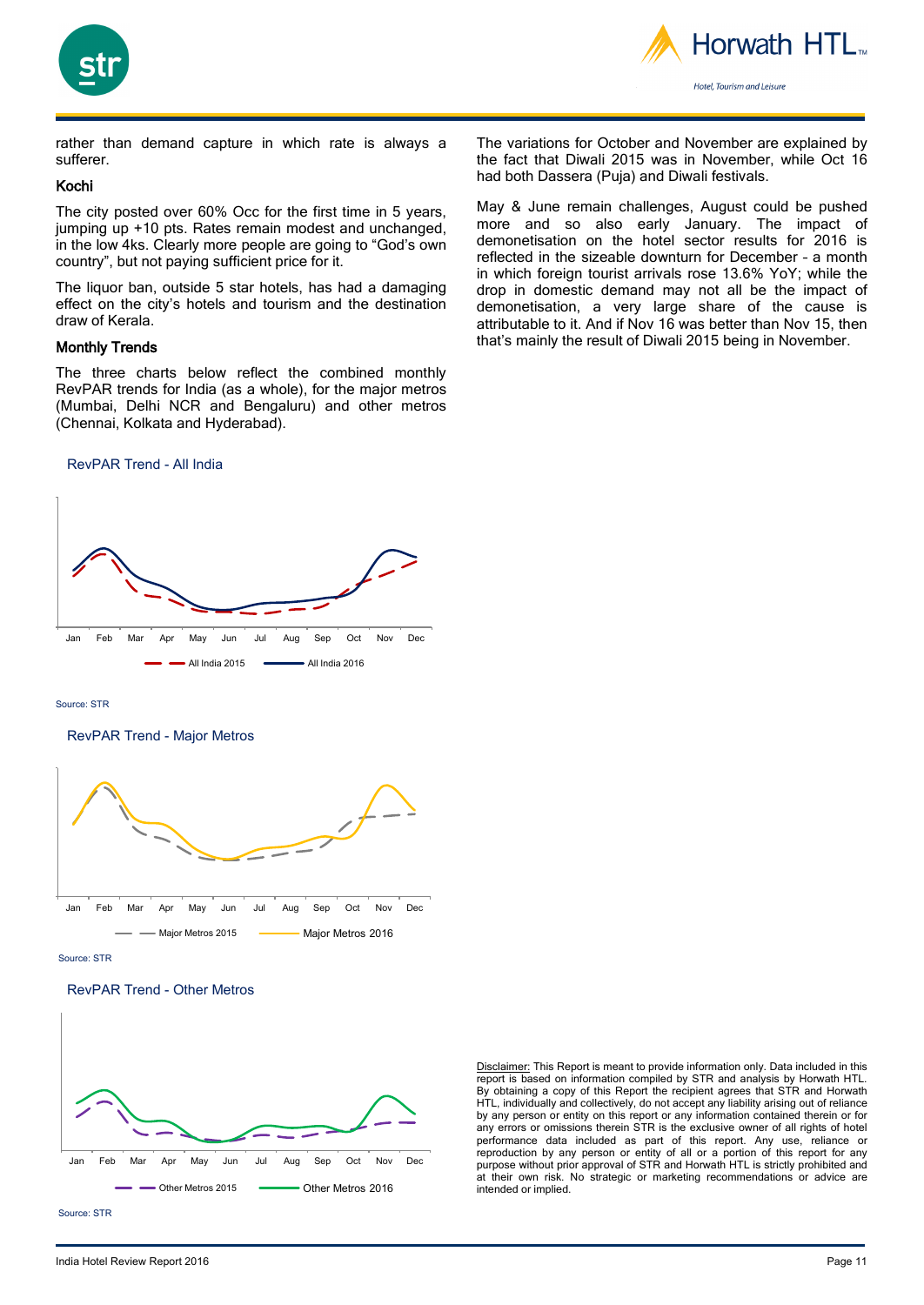rather than demand capture in which rate is always a sufferer.

### Kochi

The city posted over 60% Occ for the first time in 5 years, jumping up +10 pts. Rates remain modest and unchanged, in the low 4ks. Clearly more people are going to "God's own country", but not paying sufficient price for it.

The liquor ban, outside 5 star hotels, has had a damaging effect on the city's hotels and tourism and the destination draw of Kerala.

### Monthly Trends

The three charts below reflect the combined monthly RevPAR trends for India (as a whole), for the major metros (Mumbai, Delhi NCR and Bengaluru) and other metros (Chennai, Kolkata and Hyderabad).

RevPAR Trend - All India

Jan Feb Mar Apr May Jun Jul Aug Sep Oct Nov Dec

All India 2015 — All India 2016

Source: STR

RevPAR Trend - Major Metros

Jan Feb Mar Apr May Jun Jul Aug Sep Oct Nov Dec

Major Metros 2015 — Major Metros 2016

Source: STR

RevPAR Trend - Other Metros

Jan Feb Mar Apr May Jun Jul Aug Sep Oct Nov Dec

Other Metros 2015 — Other Metros 2016

Source: STR

The variations for October and November are explained by the fact that Diwali 2015 was in November, while Oct 16 had both Dassera (Puja) and Diwali festivals.

May & June remain challenges, August could be pushed more and so also early January. The impact of demonetisation on the hotel sector results for 2016 is reflected in the sizeable downturn for December - a month in which foreign tourist arrivals rose 13.6% YoY; while the drop in domestic demand may not all be the impact of demonetisation, a very large share of the cause is attributable to it. And if Nov 16 was better than Nov 15, then that's mainly the result of Diwali 2015 being in November.

Disclaimer: This Report is meant to provide information only. Data included in this report is based on information compiled by STR and analysis by Horwath HTL. By obtaining a copy of this Report the recipient agrees that STR and Horwath HTL, individually and collectively, do not accept any liability arising out of reliance by any person or entity on this report or any information contained therein or for any errors or omissions therein STR is the exclusive owner of all rights of hotel performance data included as part of this report. Any use, reliance or reproduction by any person or entity of all or a portion of this report for any purpose without prior approval of STR and Horwath HTL is strictly prohibited and at their own risk. No strategic or marketing recommendations or advice are intended or implied.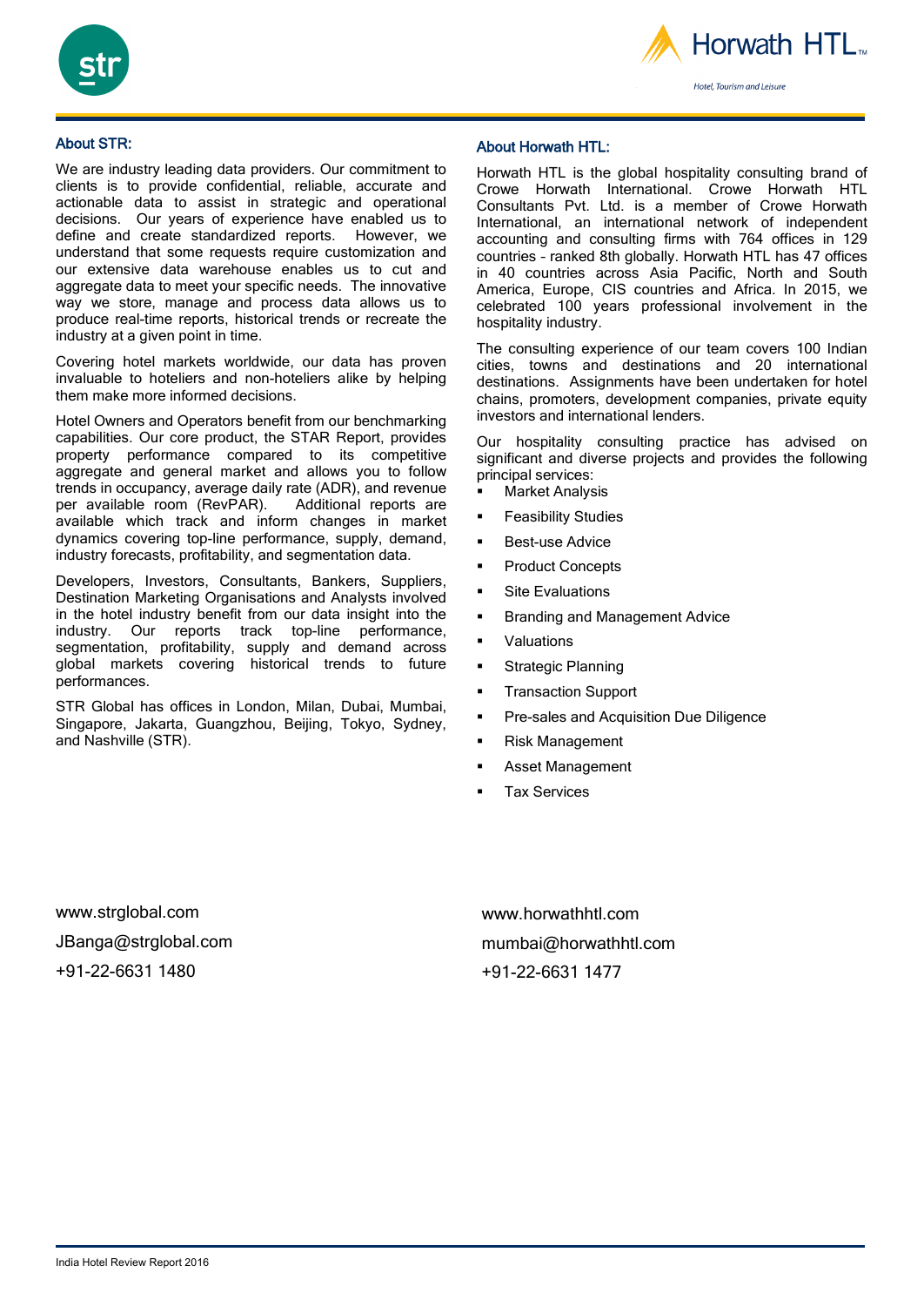## About STR:

We are industry leading data providers. Our commitment to clients is to provide confidential, reliable, accurate and actionable data to assist in strategic and operational decisions. Our years of experience have enabled us to define and create standardized reports. However, we understand that some requests require customization and our extensive data warehouse enables us to cut and aggregate data to meet your specific needs. The innovative way we store, manage and process data allows us to produce real-time reports, historical trends or recreate the industry at a given point in time.

Covering hotel markets worldwide, our data has proven invaluable to hoteliers and non-hoteliers alike by helping them make more informed decisions.

Hotel Owners and Operators benefit from our benchmarking capabilities. Our core product, the STAR Report, provides property performance compared to its competitive aggregate and general market and allows you to follow trends in occupancy, average daily rate (ADR), and revenue per available room (RevPAR). Additional reports are available which track and inform changes in market dynamics covering top-line performance, supply, demand, industry forecasts, profitability, and segmentation data.

Developers, Investors, Consultants, Bankers, Suppliers, Destination Marketing Organisations and Analysts involved in the hotel industry benefit from our data insight into the industry. Our reports track top-line performance, segmentation, profitability, supply and demand across global markets covering historical trends to future performances.

STR Global has offices in London, Milan, Dubai, Mumbai, Singapore, Jakarta, Guangzhou, Beijing, Tokyo, Sydney, and Nashville (STR).

www.strglobal.com

JBanga@strglobal.com

+91-22-6631 1480

## About Horwath HTL:

Horwath HTL is the global hospitality consulting brand of Crowe Horwath International. Crowe Horwath HTL Consultants Pvt. Ltd. is a member of Crowe Horwath International, an international network of independent accounting and consulting firms with 764 offices in 129 countries – ranked 8th globally. Horwath HTL has 47 offices in 40 countries across Asia Pacific, North and South America, Europe, CIS countries and Africa. In 2015, we celebrated 100 years professional involvement in the hospitality industry.

The consulting experience of our team covers 100 Indian cities, towns and destinations and 20 international destinations. Assignments have been undertaken for hotel chains, promoters, development companies, private equity investors and international lenders.

Our hospitality consulting practice has advised on significant and diverse projects and provides the following principal services:

- Market Analysis
- Feasibility Studies
- Best-use Advice
- Product Concepts
- Site Evaluations
- Branding and Management Advice
- Valuations
- Strategic Planning
- Transaction Support
- Pre-sales and Acquisition Due Diligence
- Risk Management
- Asset Management
- Tax Services

www.horwathhtl.com

mumbai@horwathhtl.com

+91-22-6631 1477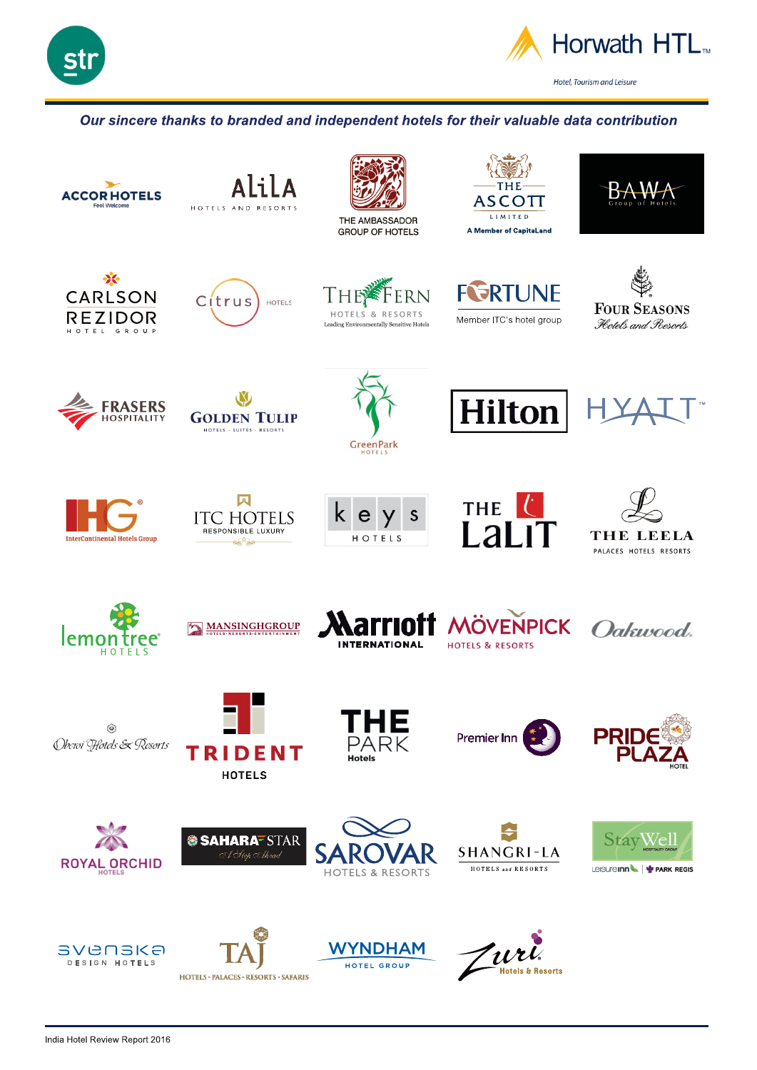*Our sincere thanks to branded and independent hotels for their valuable data contribution*

ACCOR HOTELS
Feel Welcome

AliLA
HOTELS AND RESORTS

THE AMBASSADOR GROUP OF HOTELS

THE ASCOTT LIMITED
A Member of CapitaLand

BAWA
Group of Hotels

CARLSON REZIDOR
HOTEL GROUP

Citrus HOTELS

THE FERN
HOTELS & RESORTS
Leading Environmentally Sensitive Hotels

FORTUNE
Member ITC's hotel group

FOUR SEASONS
Hotels and Resorts

FRASERS HOSPITALITY

GOLDEN TULIP
HOTELS - SUITES - RESORTS

GreenPark
HOTELS

Hilton

HYATT

IHG
InterContinental Hotels Group

ITC HOTELS
RESPONSIBLE LUXURY

keys
HOTELS

THE LaLiT

THE LEELA
PALACES HOTELS RESORTS

lemon tree
HOTELS

MANSINGHGROUP
HOTELS-RESORTS-ENTERTAINMENT

Marriott
INTERNATIONAL

MÖVENPICK
HOTELS & RESORTS

Oakwood

Oberoi Hotels & Resorts

TRIDENT
HOTELS

THE PARK
Hotels

Premier Inn

PRIDE PLAZA
HOTEL

ROYAL ORCHID
HOTELS

SAHARA STAR
A Step Ahead

SAROVAR
HOTELS & RESORTS

SHANGRI-LA
HOTELS and RESORTS

StayWell
HOSPITALITY GROUP
Leisure Inn | PARK REGIS

svenska
DESIGN HOTELS

TAJ
HOTELS · PALACES · RESORTS · SAFARIS

WYNDHAM
HOTEL GROUP

Zuri
Hotels & Resorts

India Hotel Review Report 2016